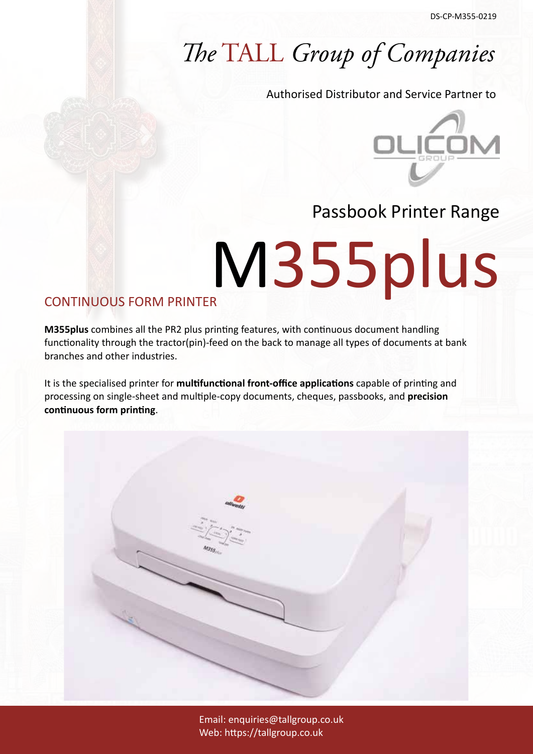DS-CP-M355-0219

# *The* TALL *Group of Companies*

Authorised Distributor and Service Partner to

OLICOM GROUP

## Passbook Printer Range

# M355plus

## CONTINUOUS FORM PRINTER

**M355plus** combines all the PR2 plus printing features, with continuous document handling functionality through the tractor(pin)-feed on the back to manage all types of documents at bank branches and other industries.

It is the specialised printer for **multifunctional front-office applications** capable of printing and processing on single-sheet and multiple-copy documents, cheques, passbooks, and **precision continuous form printing**.

Email: enquiries@tallgroup.co.uk
Web: https://tallgroup.co.uk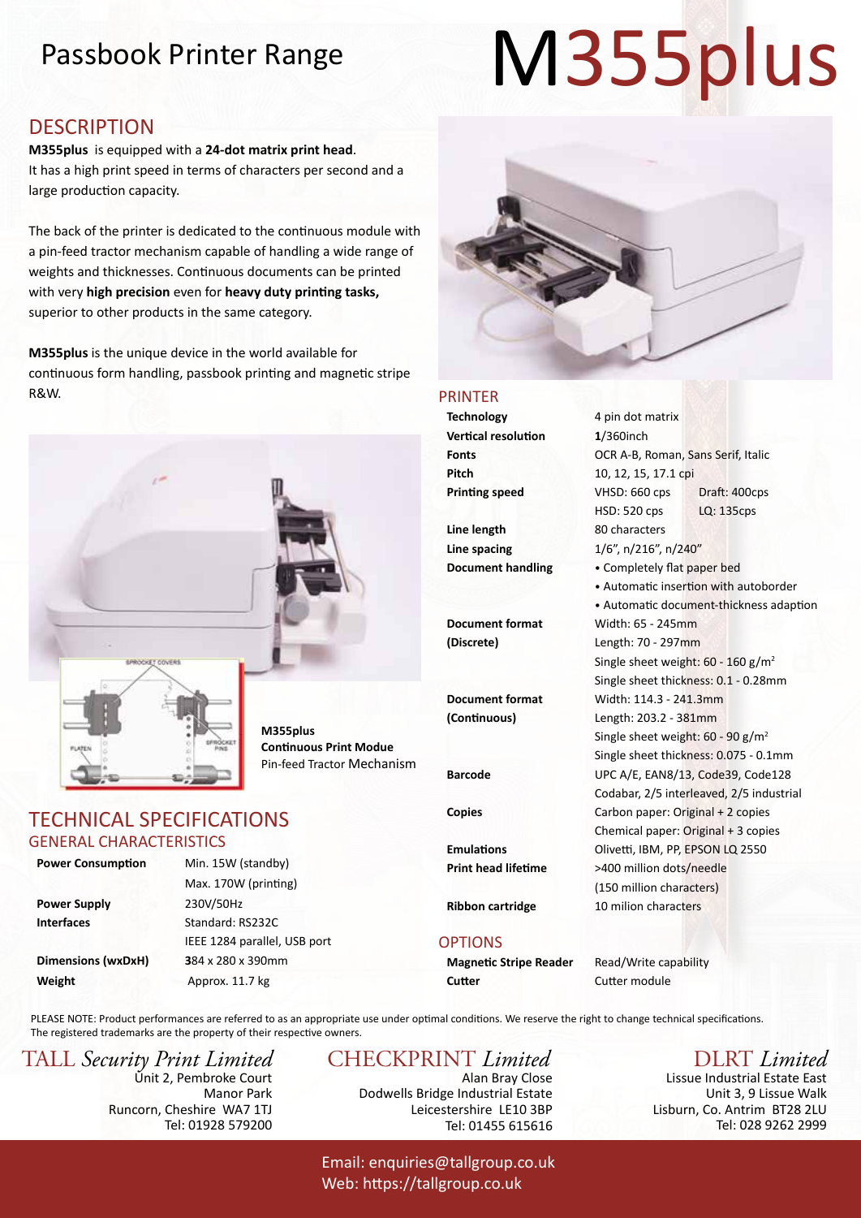# Passbook Printer Range

# M355plus

## DESCRIPTION

**M355plus** is equipped with a **24-dot matrix print head**. It has a high print speed in terms of characters per second and a large production capacity.

The back of the printer is dedicated to the continuous module with a pin-feed tractor mechanism capable of handling a wide range of weights and thicknesses. Continuous documents can be printed with very **high precision** even for **heavy duty printing tasks,** superior to other products in the same category.

**M355plus** is the unique device in the world available for continuous form handling, passbook printing and magnetic stripe R&W.

**M355plus**
**Continuous Print Modue**
Pin-feed Tractor Mechanism

## TECHNICAL SPECIFICATIONS

### GENERAL CHARACTERISTICS

| | |
|---|---|
| **Power Consumption** | Min. 15W (standby)<br>Max. 170W (printing) |
| **Power Supply** | 230V/50Hz |
| **Interfaces** | Standard: RS232C<br>IEEE 1284 parallel, USB port |
| **Dimensions (wxDxH)** | 384 x 280 x 390mm |
| **Weight** | Approx. 11.7 kg |

### PRINTER

| | |
|---|---|
| **Technology** | 4 pin dot matrix |
| **Vertical resolution** | 1/360inch |
| **Fonts** | OCR A-B, Roman, Sans Serif, Italic |
| **Pitch** | 10, 12, 15, 17.1 cpi |
| **Printing speed** | VHSD: 660 cps Draft: 400cps<br>HSD: 520 cps LQ: 135cps |
| **Line length** | 80 characters |
| **Line spacing** | 1/6", n/216", n/240" |
| **Document handling** | • Completely flat paper bed<br>• Automatic insertion with autoborder<br>• Automatic document-thickness adaption |
| **Document format (Discrete)** | Width: 65 - 245mm<br>Length: 70 - 297mm<br>Single sheet weight: 60 - 160 g/m²<br>Single sheet thickness: 0.1 - 0.28mm |
| **Document format (Continuous)** | Width: 114.3 - 241.3mm<br>Length: 203.2 - 381mm<br>Single sheet weight: 60 - 90 g/m²<br>Single sheet thickness: 0.075 - 0.1mm |
| **Barcode** | UPC A/E, EAN8/13, Code39, Code128<br>Codabar, 2/5 interleaved, 2/5 industrial |
| **Copies** | Carbon paper: Original + 2 copies<br>Chemical paper: Original + 3 copies |
| **Emulations** | Olivetti, IBM, PP, EPSON LQ 2550 |
| **Print head lifetime** | >400 million dots/needle<br>(150 million characters) |
| **Ribbon cartridge** | 10 milion characters |

### OPTIONS

| | |
|---|---|
| **Magnetic Stripe Reader** | Read/Write capability |
| **Cutter** | Cutter module |

PLEASE NOTE: Product performances are referred to as an appropriate use under optimal conditions. We reserve the right to change technical specifications. The registered trademarks are the property of their respective owners.

TALL *Security Print Limited*
Unit 2, Pembroke Court
Manor Park
Runcorn, Cheshire WA7 1TJ
Tel: 01928 579200

CHECKPRINT *Limited*
Alan Bray Close
Dodwells Bridge Industrial Estate
Leicestershire LE10 3BP
Tel: 01455 615616

DLRT *Limited*
Lissue Industrial Estate East
Unit 3, 9 Lissue Walk
Lisburn, Co. Antrim BT28 2LU
Tel: 028 9262 2999

Email: enquiries@tallgroup.co.uk
Web: https://tallgroup.co.uk